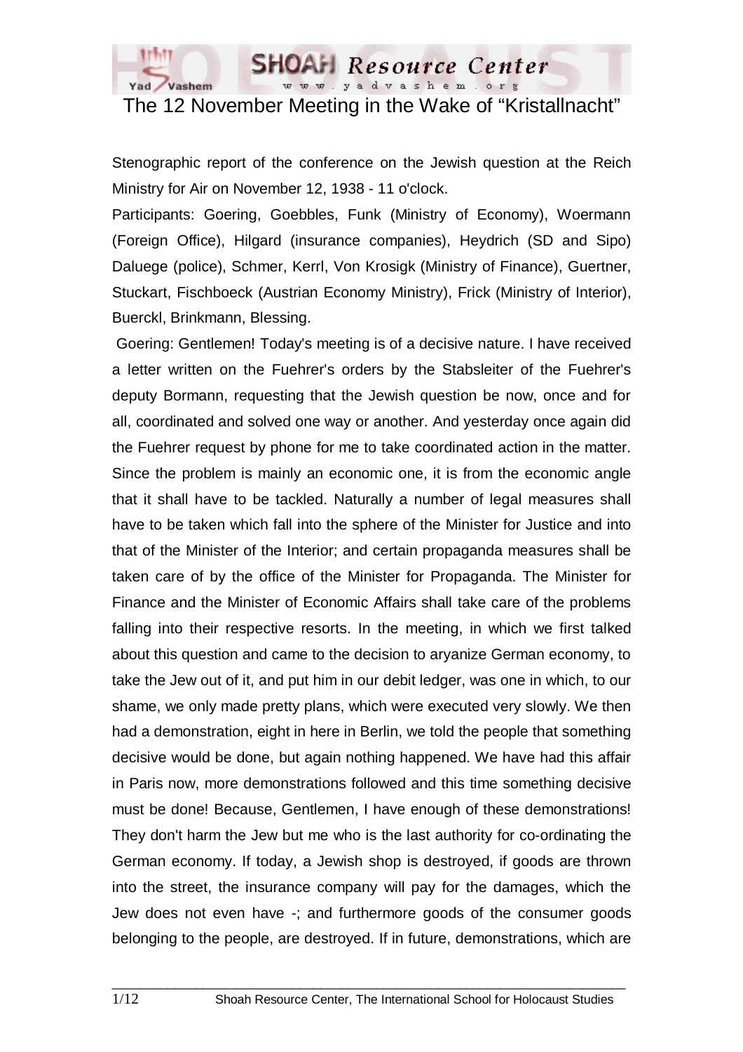# The 12 November Meeting in the Wake of "Kristallnacht"

Stenographic report of the conference on the Jewish question at the Reich Ministry for Air on November 12, 1938 - 11 o'clock.

Participants: Goering, Goebbles, Funk (Ministry of Economy), Woermann (Foreign Office), Hilgard (insurance companies), Heydrich (SD and Sipo) Daluege (police), Schmer, Kerrl, Von Krosigk (Ministry of Finance), Guertner, Stuckart, Fischboeck (Austrian Economy Ministry), Frick (Ministry of Interior), Buerckl, Brinkmann, Blessing.

Goering: Gentlemen! Today's meeting is of a decisive nature. I have received a letter written on the Fuehrer's orders by the Stabsleiter of the Fuehrer's deputy Bormann, requesting that the Jewish question be now, once and for all, coordinated and solved one way or another. And yesterday once again did the Fuehrer request by phone for me to take coordinated action in the matter. Since the problem is mainly an economic one, it is from the economic angle that it shall have to be tackled. Naturally a number of legal measures shall have to be taken which fall into the sphere of the Minister for Justice and into that of the Minister of the Interior; and certain propaganda measures shall be taken care of by the office of the Minister for Propaganda. The Minister for Finance and the Minister of Economic Affairs shall take care of the problems falling into their respective resorts. In the meeting, in which we first talked about this question and came to the decision to aryanize German economy, to take the Jew out of it, and put him in our debit ledger, was one in which, to our shame, we only made pretty plans, which were executed very slowly. We then had a demonstration, eight in here in Berlin, we told the people that something decisive would be done, but again nothing happened. We have had this affair in Paris now, more demonstrations followed and this time something decisive must be done! Because, Gentlemen, I have enough of these demonstrations! They don't harm the Jew but me who is the last authority for co-ordinating the German economy. If today, a Jewish shop is destroyed, if goods are thrown into the street, the insurance company will pay for the damages, which the Jew does not even have -; and furthermore goods of the consumer goods belonging to the people, are destroyed. If in future, demonstrations, which are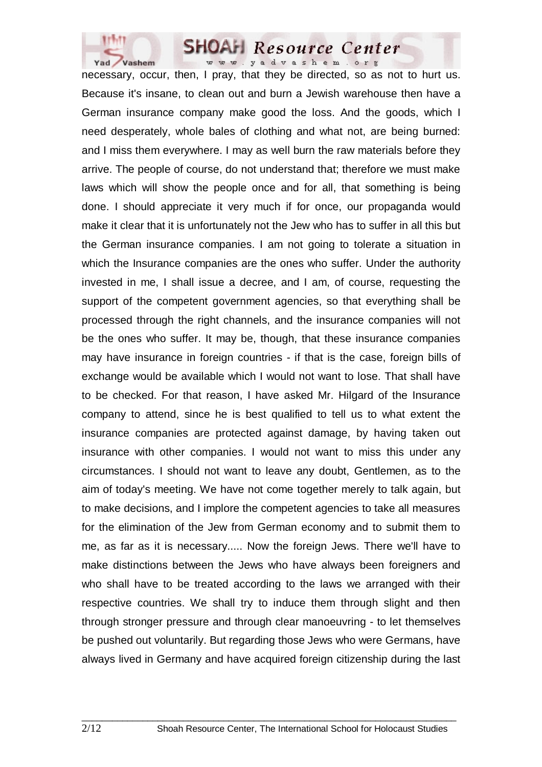necessary, occur, then, I pray, that they be directed, so as not to hurt us. Because it's insane, to clean out and burn a Jewish warehouse then have a German insurance company make good the loss. And the goods, which I need desperately, whole bales of clothing and what not, are being burned: and I miss them everywhere. I may as well burn the raw materials before they arrive. The people of course, do not understand that; therefore we must make laws which will show the people once and for all, that something is being done. I should appreciate it very much if for once, our propaganda would make it clear that it is unfortunately not the Jew who has to suffer in all this but the German insurance companies. I am not going to tolerate a situation in which the Insurance companies are the ones who suffer. Under the authority invested in me, I shall issue a decree, and I am, of course, requesting the support of the competent government agencies, so that everything shall be processed through the right channels, and the insurance companies will not be the ones who suffer. It may be, though, that these insurance companies may have insurance in foreign countries - if that is the case, foreign bills of exchange would be available which I would not want to lose. That shall have to be checked. For that reason, I have asked Mr. Hilgard of the Insurance company to attend, since he is best qualified to tell us to what extent the insurance companies are protected against damage, by having taken out insurance with other companies. I would not want to miss this under any circumstances. I should not want to leave any doubt, Gentlemen, as to the aim of today's meeting. We have not come together merely to talk again, but to make decisions, and I implore the competent agencies to take all measures for the elimination of the Jew from German economy and to submit them to me, as far as it is necessary..... Now the foreign Jews. There we'll have to make distinctions between the Jews who have always been foreigners and who shall have to be treated according to the laws we arranged with their respective countries. We shall try to induce them through slight and then through stronger pressure and through clear manoeuvring - to let themselves be pushed out voluntarily. But regarding those Jews who were Germans, have always lived in Germany and have acquired foreign citizenship during the last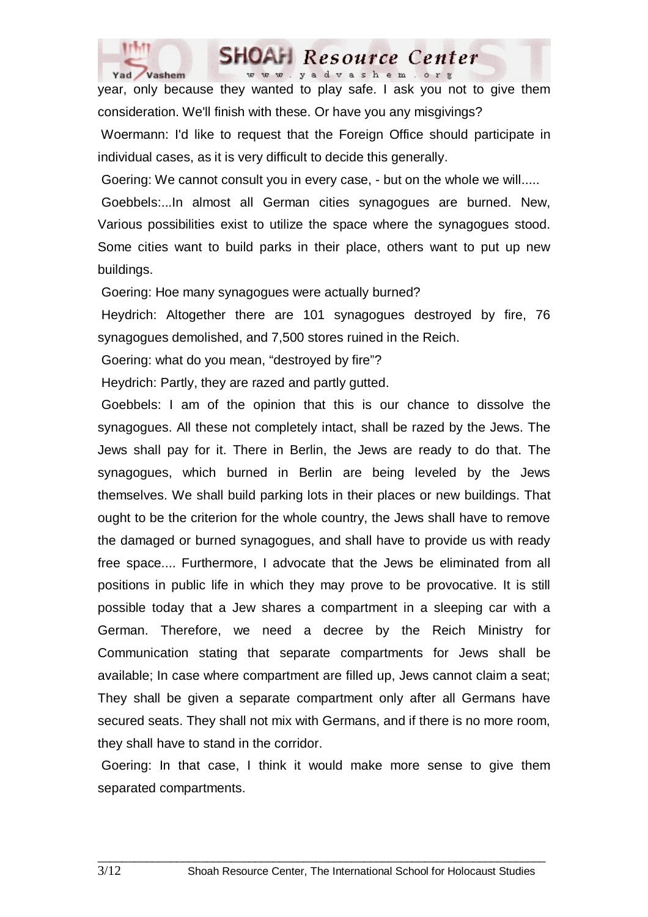year, only because they wanted to play safe. I ask you not to give them consideration. We'll finish with these. Or have you any misgivings?

Woermann: I'd like to request that the Foreign Office should participate in individual cases, as it is very difficult to decide this generally.

Goering: We cannot consult you in every case, - but on the whole we will.....

Goebbels:...In almost all German cities synagogues are burned. New, Various possibilities exist to utilize the space where the synagogues stood. Some cities want to build parks in their place, others want to put up new buildings.

Goering: Hoe many synagogues were actually burned?

Heydrich: Altogether there are 101 synagogues destroyed by fire, 76 synagogues demolished, and 7,500 stores ruined in the Reich.

Goering: what do you mean, "destroyed by fire"?

Heydrich: Partly, they are razed and partly gutted.

Goebbels: I am of the opinion that this is our chance to dissolve the synagogues. All these not completely intact, shall be razed by the Jews. The Jews shall pay for it. There in Berlin, the Jews are ready to do that. The synagogues, which burned in Berlin are being leveled by the Jews themselves. We shall build parking lots in their places or new buildings. That ought to be the criterion for the whole country, the Jews shall have to remove the damaged or burned synagogues, and shall have to provide us with ready free space.... Furthermore, I advocate that the Jews be eliminated from all positions in public life in which they may prove to be provocative. It is still possible today that a Jew shares a compartment in a sleeping car with a German. Therefore, we need a decree by the Reich Ministry for Communication stating that separate compartments for Jews shall be available; In case where compartment are filled up, Jews cannot claim a seat; They shall be given a separate compartment only after all Germans have secured seats. They shall not mix with Germans, and if there is no more room, they shall have to stand in the corridor.

Goering: In that case, I think it would make more sense to give them separated compartments.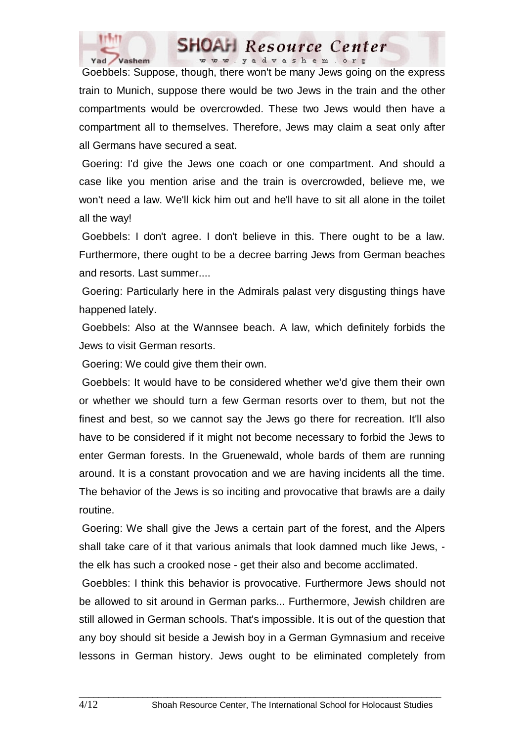Goebbels: Suppose, though, there won't be many Jews going on the express train to Munich, suppose there would be two Jews in the train and the other compartments would be overcrowded. These two Jews would then have a compartment all to themselves. Therefore, Jews may claim a seat only after all Germans have secured a seat.

Goering: I'd give the Jews one coach or one compartment. And should a case like you mention arise and the train is overcrowded, believe me, we won't need a law. We'll kick him out and he'll have to sit all alone in the toilet all the way!

Goebbels: I don't agree. I don't believe in this. There ought to be a law. Furthermore, there ought to be a decree barring Jews from German beaches and resorts. Last summer....

Goering: Particularly here in the Admirals palast very disgusting things have happened lately.

Goebbels: Also at the Wannsee beach. A law, which definitely forbids the Jews to visit German resorts.

Goering: We could give them their own.

Goebbels: It would have to be considered whether we'd give them their own or whether we should turn a few German resorts over to them, but not the finest and best, so we cannot say the Jews go there for recreation. It'll also have to be considered if it might not become necessary to forbid the Jews to enter German forests. In the Gruenewald, whole bards of them are running around. It is a constant provocation and we are having incidents all the time. The behavior of the Jews is so inciting and provocative that brawls are a daily routine.

Goering: We shall give the Jews a certain part of the forest, and the Alpers shall take care of it that various animals that look damned much like Jews, - the elk has such a crooked nose - get their also and become acclimated.

Goebbles: I think this behavior is provocative. Furthermore Jews should not be allowed to sit around in German parks... Furthermore, Jewish children are still allowed in German schools. That's impossible. It is out of the question that any boy should sit beside a Jewish boy in a German Gymnasium and receive lessons in German history. Jews ought to be eliminated completely from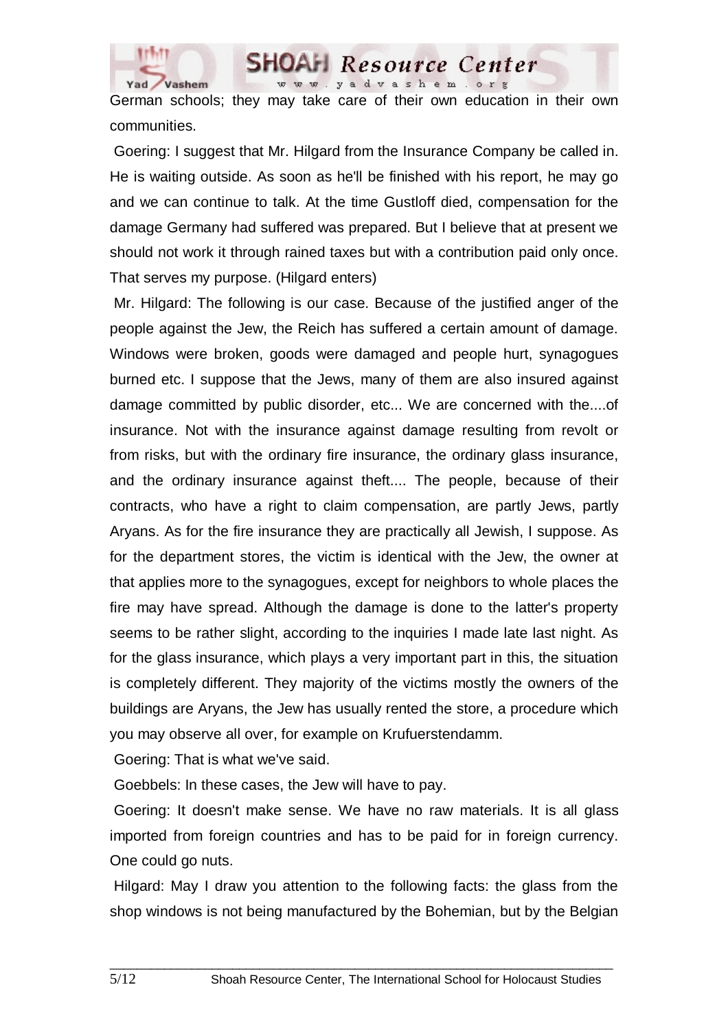German schools; they may take care of their own education in their own communities.

Goering: I suggest that Mr. Hilgard from the Insurance Company be called in. He is waiting outside. As soon as he'll be finished with his report, he may go and we can continue to talk. At the time Gustloff died, compensation for the damage Germany had suffered was prepared. But I believe that at present we should not work it through rained taxes but with a contribution paid only once. That serves my purpose. (Hilgard enters)

Mr. Hilgard: The following is our case. Because of the justified anger of the people against the Jew, the Reich has suffered a certain amount of damage. Windows were broken, goods were damaged and people hurt, synagogues burned etc. I suppose that the Jews, many of them are also insured against damage committed by public disorder, etc... We are concerned with the....of insurance. Not with the insurance against damage resulting from revolt or from risks, but with the ordinary fire insurance, the ordinary glass insurance, and the ordinary insurance against theft.... The people, because of their contracts, who have a right to claim compensation, are partly Jews, partly Aryans. As for the fire insurance they are practically all Jewish, I suppose. As for the department stores, the victim is identical with the Jew, the owner at that applies more to the synagogues, except for neighbors to whole places the fire may have spread. Although the damage is done to the latter's property seems to be rather slight, according to the inquiries I made late last night. As for the glass insurance, which plays a very important part in this, the situation is completely different. They majority of the victims mostly the owners of the buildings are Aryans, the Jew has usually rented the store, a procedure which you may observe all over, for example on Krufuerstendamm.

Goering: That is what we've said.

Goebbels: In these cases, the Jew will have to pay.

Goering: It doesn't make sense. We have no raw materials. It is all glass imported from foreign countries and has to be paid for in foreign currency. One could go nuts.

Hilgard: May I draw you attention to the following facts: the glass from the shop windows is not being manufactured by the Bohemian, but by the Belgian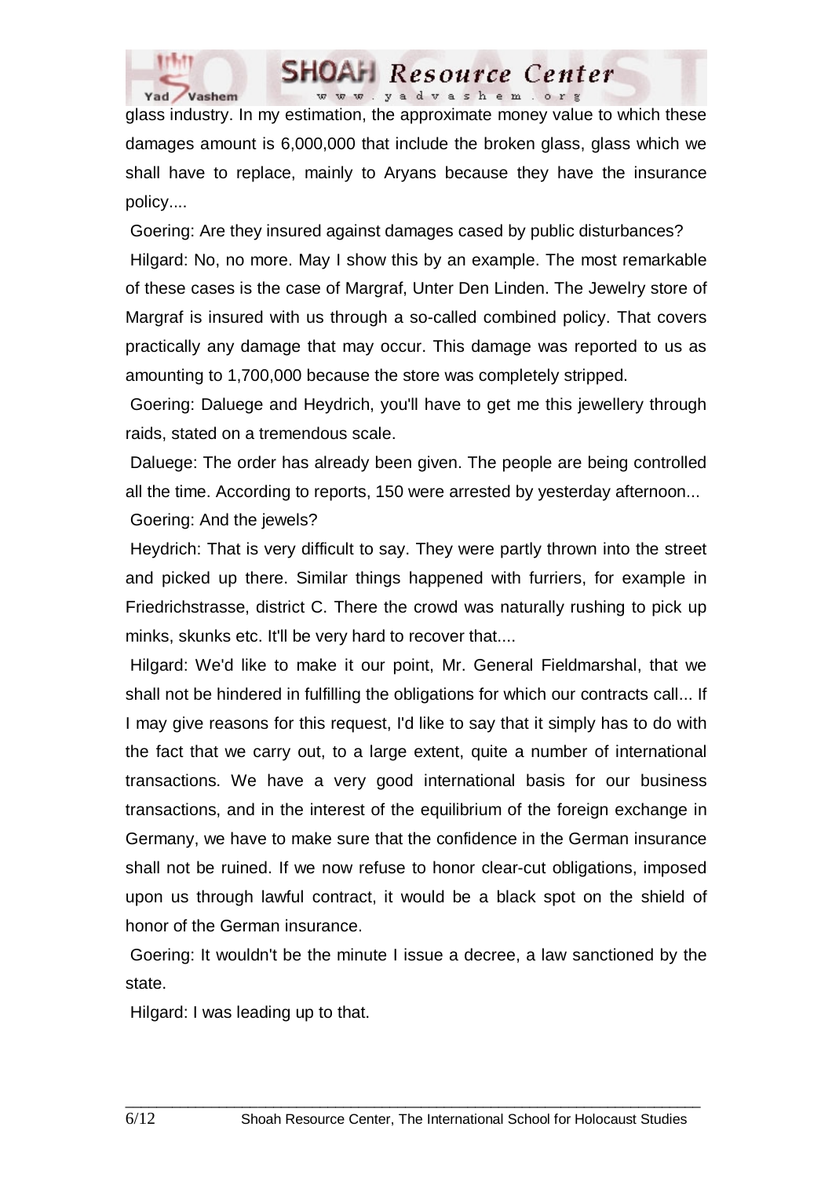glass industry. In my estimation, the approximate money value to which these damages amount is 6,000,000 that include the broken glass, glass which we shall have to replace, mainly to Aryans because they have the insurance policy....

Goering: Are they insured against damages cased by public disturbances?

Hilgard: No, no more. May I show this by an example. The most remarkable of these cases is the case of Margraf, Unter Den Linden. The Jewelry store of Margraf is insured with us through a so-called combined policy. That covers practically any damage that may occur. This damage was reported to us as amounting to 1,700,000 because the store was completely stripped.

Goering: Daluege and Heydrich, you'll have to get me this jewellery through raids, stated on a tremendous scale.

Daluege: The order has already been given. The people are being controlled all the time. According to reports, 150 were arrested by yesterday afternoon...

Goering: And the jewels?

Heydrich: That is very difficult to say. They were partly thrown into the street and picked up there. Similar things happened with furriers, for example in Friedrichstrasse, district C. There the crowd was naturally rushing to pick up minks, skunks etc. It'll be very hard to recover that....

Hilgard: We'd like to make it our point, Mr. General Fieldmarshal, that we shall not be hindered in fulfilling the obligations for which our contracts call... If I may give reasons for this request, I'd like to say that it simply has to do with the fact that we carry out, to a large extent, quite a number of international transactions. We have a very good international basis for our business transactions, and in the interest of the equilibrium of the foreign exchange in Germany, we have to make sure that the confidence in the German insurance shall not be ruined. If we now refuse to honor clear-cut obligations, imposed upon us through lawful contract, it would be a black spot on the shield of honor of the German insurance.

Goering: It wouldn't be the minute I issue a decree, a law sanctioned by the state.

Hilgard: I was leading up to that.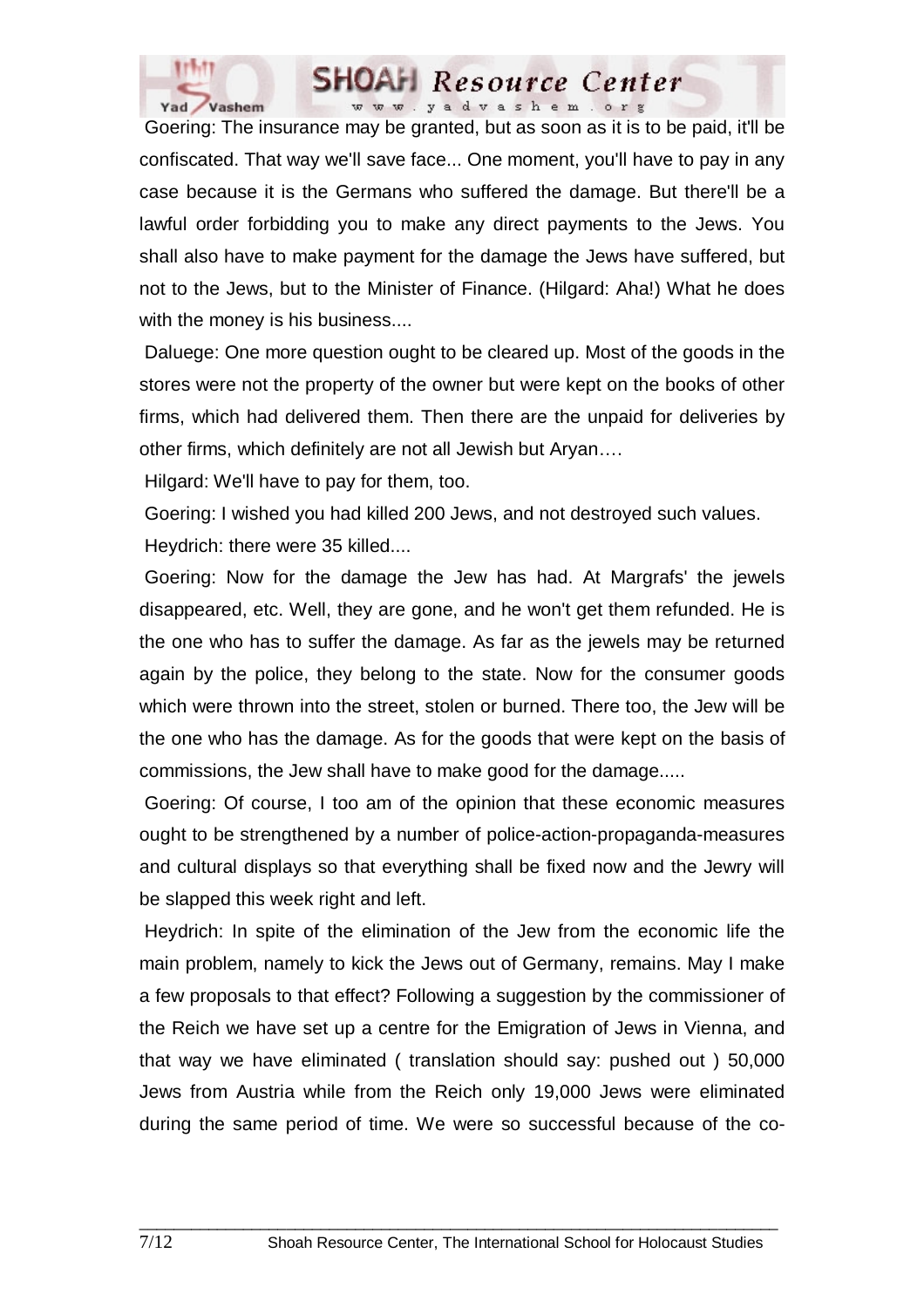Goering: The insurance may be granted, but as soon as it is to be paid, it'll be confiscated. That way we'll save face... One moment, you'll have to pay in any case because it is the Germans who suffered the damage. But there'll be a lawful order forbidding you to make any direct payments to the Jews. You shall also have to make payment for the damage the Jews have suffered, but not to the Jews, but to the Minister of Finance. (Hilgard: Aha!) What he does with the money is his business....

Daluege: One more question ought to be cleared up. Most of the goods in the stores were not the property of the owner but were kept on the books of other firms, which had delivered them. Then there are the unpaid for deliveries by other firms, which definitely are not all Jewish but Aryan….

Hilgard: We'll have to pay for them, too.

Goering: I wished you had killed 200 Jews, and not destroyed such values.

Heydrich: there were 35 killed....

Goering: Now for the damage the Jew has had. At Margrafs' the jewels disappeared, etc. Well, they are gone, and he won't get them refunded. He is the one who has to suffer the damage. As far as the jewels may be returned again by the police, they belong to the state. Now for the consumer goods which were thrown into the street, stolen or burned. There too, the Jew will be the one who has the damage. As for the goods that were kept on the basis of commissions, the Jew shall have to make good for the damage.....

Goering: Of course, I too am of the opinion that these economic measures ought to be strengthened by a number of police-action-propaganda-measures and cultural displays so that everything shall be fixed now and the Jewry will be slapped this week right and left.

Heydrich: In spite of the elimination of the Jew from the economic life the main problem, namely to kick the Jews out of Germany, remains. May I make a few proposals to that effect? Following a suggestion by the commissioner of the Reich we have set up a centre for the Emigration of Jews in Vienna, and that way we have eliminated ( translation should say: pushed out ) 50,000 Jews from Austria while from the Reich only 19,000 Jews were eliminated during the same period of time. We were so successful because of the co-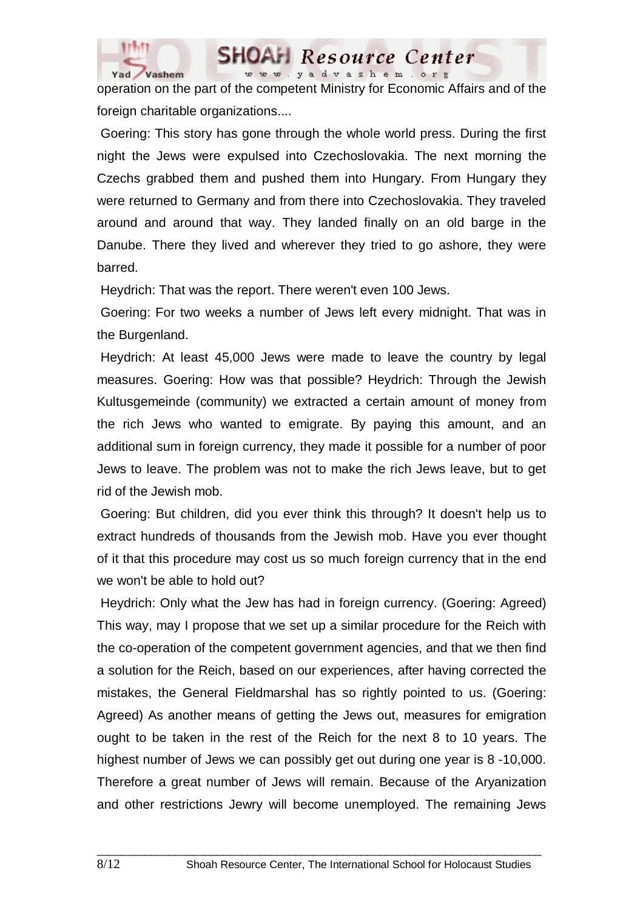operation on the part of the competent Ministry for Economic Affairs and of the foreign charitable organizations....

Goering: This story has gone through the whole world press. During the first night the Jews were expulsed into Czechoslovakia. The next morning the Czechs grabbed them and pushed them into Hungary. From Hungary they were returned to Germany and from there into Czechoslovakia. They traveled around and around that way. They landed finally on an old barge in the Danube. There they lived and wherever they tried to go ashore, they were barred.

Heydrich: That was the report. There weren't even 100 Jews.

Goering: For two weeks a number of Jews left every midnight. That was in the Burgenland.

Heydrich: At least 45,000 Jews were made to leave the country by legal measures. Goering: How was that possible? Heydrich: Through the Jewish Kultusgemeinde (community) we extracted a certain amount of money from the rich Jews who wanted to emigrate. By paying this amount, and an additional sum in foreign currency, they made it possible for a number of poor Jews to leave. The problem was not to make the rich Jews leave, but to get rid of the Jewish mob.

Goering: But children, did you ever think this through? It doesn't help us to extract hundreds of thousands from the Jewish mob. Have you ever thought of it that this procedure may cost us so much foreign currency that in the end we won't be able to hold out?

Heydrich: Only what the Jew has had in foreign currency. (Goering: Agreed) This way, may I propose that we set up a similar procedure for the Reich with the co-operation of the competent government agencies, and that we then find a solution for the Reich, based on our experiences, after having corrected the mistakes, the General Fieldmarshal has so rightly pointed to us. (Goering: Agreed) As another means of getting the Jews out, measures for emigration ought to be taken in the rest of the Reich for the next 8 to 10 years. The highest number of Jews we can possibly get out during one year is 8 -10,000. Therefore a great number of Jews will remain. Because of the Aryanization and other restrictions Jewry will become unemployed. The remaining Jews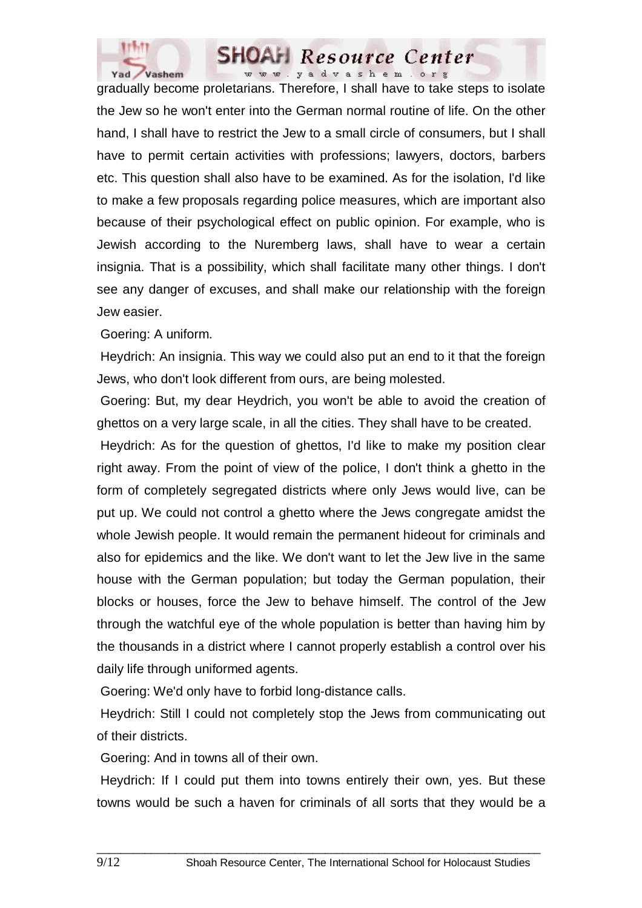gradually become proletarians. Therefore, I shall have to take steps to isolate the Jew so he won't enter into the German normal routine of life. On the other hand, I shall have to restrict the Jew to a small circle of consumers, but I shall have to permit certain activities with professions; lawyers, doctors, barbers etc. This question shall also have to be examined. As for the isolation, I'd like to make a few proposals regarding police measures, which are important also because of their psychological effect on public opinion. For example, who is Jewish according to the Nuremberg laws, shall have to wear a certain insignia. That is a possibility, which shall facilitate many other things. I don't see any danger of excuses, and shall make our relationship with the foreign Jew easier.

Goering: A uniform.

Heydrich: An insignia. This way we could also put an end to it that the foreign Jews, who don't look different from ours, are being molested.

Goering: But, my dear Heydrich, you won't be able to avoid the creation of ghettos on a very large scale, in all the cities. They shall have to be created.

Heydrich: As for the question of ghettos, I'd like to make my position clear right away. From the point of view of the police, I don't think a ghetto in the form of completely segregated districts where only Jews would live, can be put up. We could not control a ghetto where the Jews congregate amidst the whole Jewish people. It would remain the permanent hideout for criminals and also for epidemics and the like. We don't want to let the Jew live in the same house with the German population; but today the German population, their blocks or houses, force the Jew to behave himself. The control of the Jew through the watchful eye of the whole population is better than having him by the thousands in a district where I cannot properly establish a control over his daily life through uniformed agents.

Goering: We'd only have to forbid long-distance calls.

Heydrich: Still I could not completely stop the Jews from communicating out of their districts.

Goering: And in towns all of their own.

Heydrich: If I could put them into towns entirely their own, yes. But these towns would be such a haven for criminals of all sorts that they would be a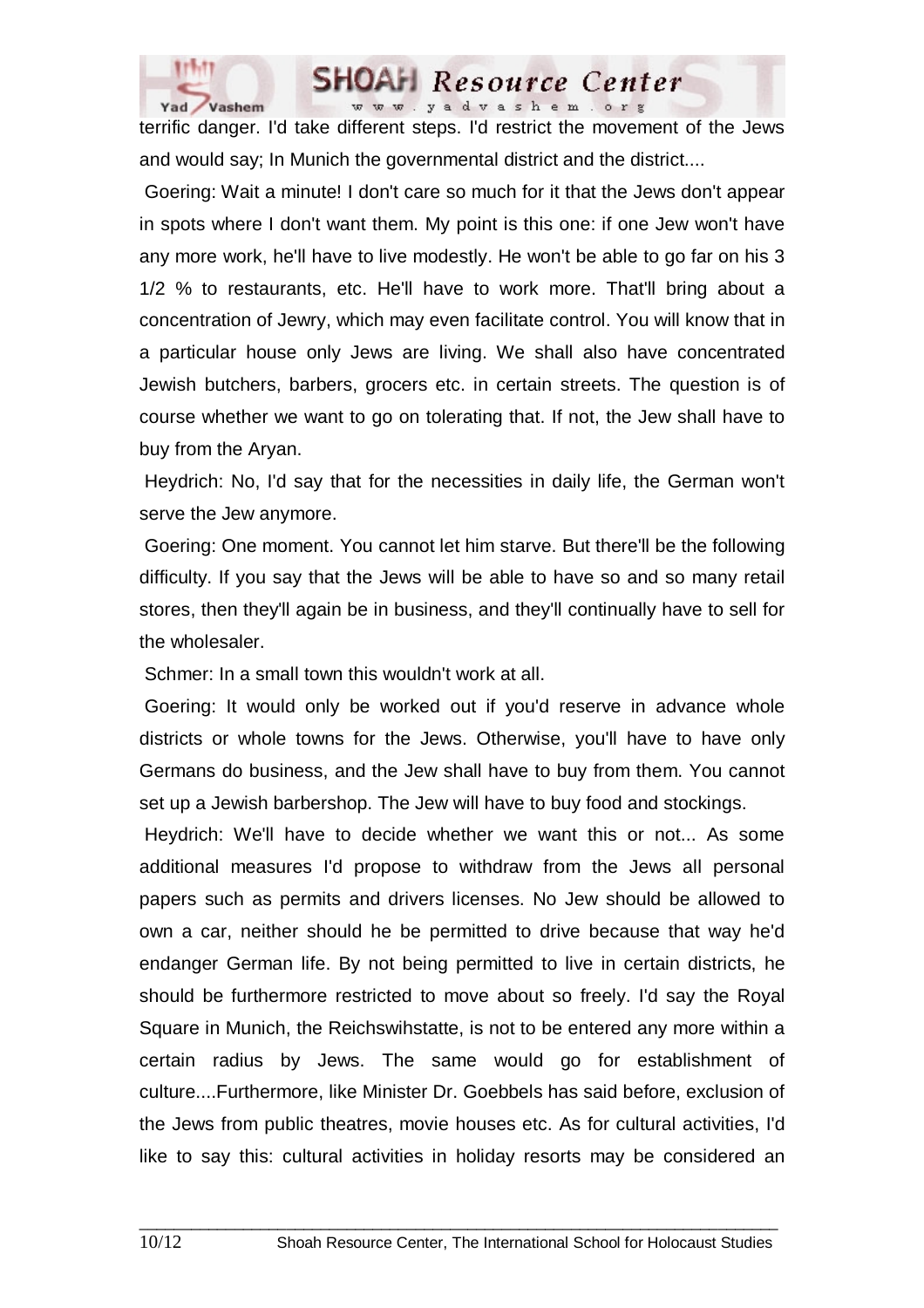terrific danger. I'd take different steps. I'd restrict the movement of the Jews and would say; In Munich the governmental district and the district....

Goering: Wait a minute! I don't care so much for it that the Jews don't appear in spots where I don't want them. My point is this one: if one Jew won't have any more work, he'll have to live modestly. He won't be able to go far on his 3 1/2 % to restaurants, etc. He'll have to work more. That'll bring about a concentration of Jewry, which may even facilitate control. You will know that in a particular house only Jews are living. We shall also have concentrated Jewish butchers, barbers, grocers etc. in certain streets. The question is of course whether we want to go on tolerating that. If not, the Jew shall have to buy from the Aryan.

Heydrich: No, I'd say that for the necessities in daily life, the German won't serve the Jew anymore.

Goering: One moment. You cannot let him starve. But there'll be the following difficulty. If you say that the Jews will be able to have so and so many retail stores, then they'll again be in business, and they'll continually have to sell for the wholesaler.

Schmer: In a small town this wouldn't work at all.

Goering: It would only be worked out if you'd reserve in advance whole districts or whole towns for the Jews. Otherwise, you'll have to have only Germans do business, and the Jew shall have to buy from them. You cannot set up a Jewish barbershop. The Jew will have to buy food and stockings.

Heydrich: We'll have to decide whether we want this or not... As some additional measures I'd propose to withdraw from the Jews all personal papers such as permits and drivers licenses. No Jew should be allowed to own a car, neither should he be permitted to drive because that way he'd endanger German life. By not being permitted to live in certain districts, he should be furthermore restricted to move about so freely. I'd say the Royal Square in Munich, the Reichswihstatte, is not to be entered any more within a certain radius by Jews. The same would go for establishment of culture....Furthermore, like Minister Dr. Goebbels has said before, exclusion of the Jews from public theatres, movie houses etc. As for cultural activities, I'd like to say this: cultural activities in holiday resorts may be considered an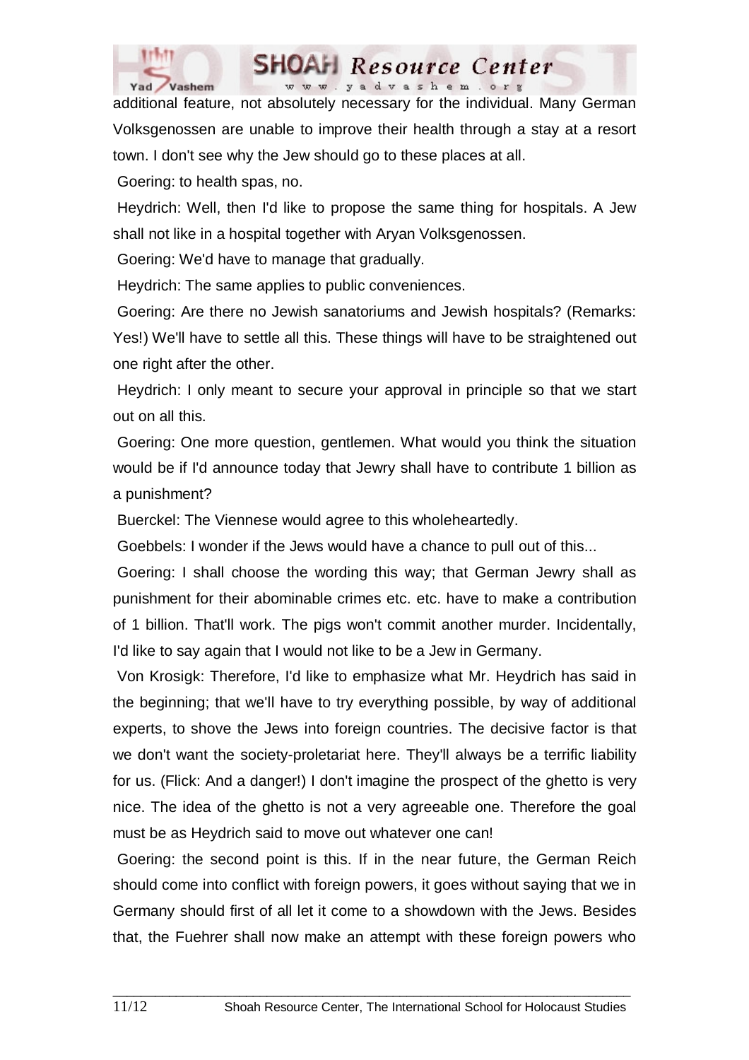additional feature, not absolutely necessary for the individual. Many German Volksgenossen are unable to improve their health through a stay at a resort town. I don't see why the Jew should go to these places at all.

Goering: to health spas, no.

Heydrich: Well, then I'd like to propose the same thing for hospitals. A Jew shall not like in a hospital together with Aryan Volksgenossen.

Goering: We'd have to manage that gradually.

Heydrich: The same applies to public conveniences.

Goering: Are there no Jewish sanatoriums and Jewish hospitals? (Remarks: Yes!) We'll have to settle all this. These things will have to be straightened out one right after the other.

Heydrich: I only meant to secure your approval in principle so that we start out on all this.

Goering: One more question, gentlemen. What would you think the situation would be if I'd announce today that Jewry shall have to contribute 1 billion as a punishment?

Buerckel: The Viennese would agree to this wholeheartedly.

Goebbels: I wonder if the Jews would have a chance to pull out of this...

Goering: I shall choose the wording this way; that German Jewry shall as punishment for their abominable crimes etc. etc. have to make a contribution of 1 billion. That'll work. The pigs won't commit another murder. Incidentally, I'd like to say again that I would not like to be a Jew in Germany.

Von Krosigk: Therefore, I'd like to emphasize what Mr. Heydrich has said in the beginning; that we'll have to try everything possible, by way of additional experts, to shove the Jews into foreign countries. The decisive factor is that we don't want the society-proletariat here. They'll always be a terrific liability for us. (Flick: And a danger!) I don't imagine the prospect of the ghetto is very nice. The idea of the ghetto is not a very agreeable one. Therefore the goal must be as Heydrich said to move out whatever one can!

Goering: the second point is this. If in the near future, the German Reich should come into conflict with foreign powers, it goes without saying that we in Germany should first of all let it come to a showdown with the Jews. Besides that, the Fuehrer shall now make an attempt with these foreign powers who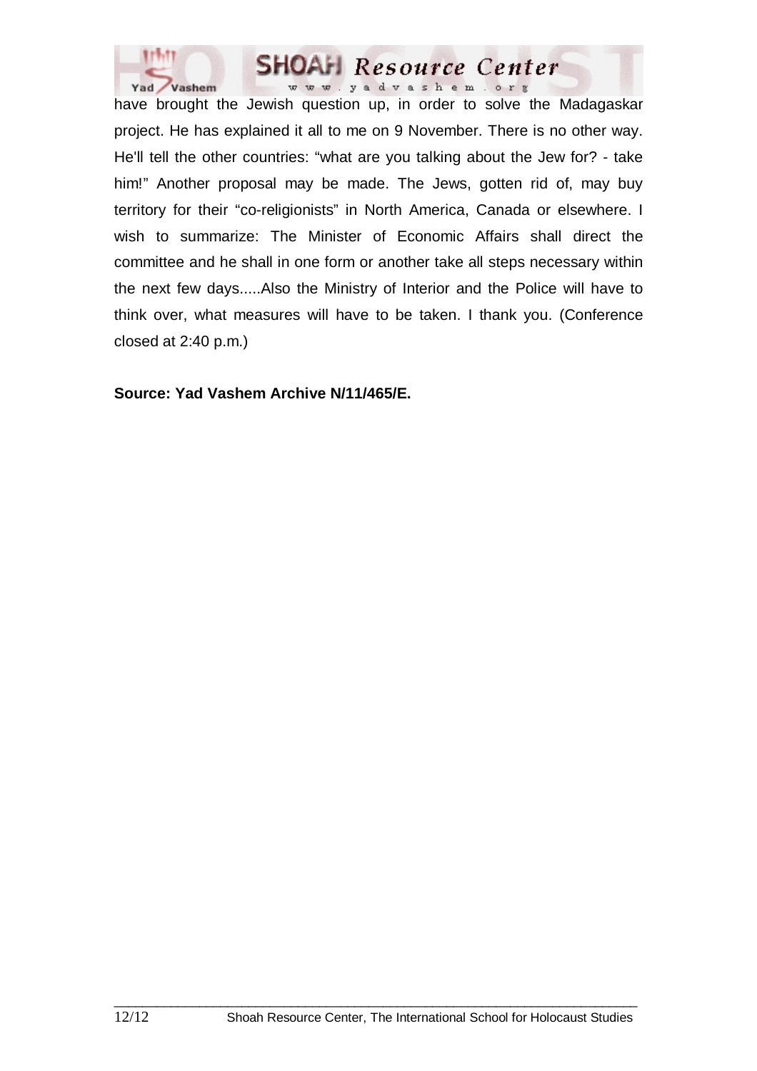have brought the Jewish question up, in order to solve the Madagaskar project. He has explained it all to me on 9 November. There is no other way. He'll tell the other countries: "what are you talking about the Jew for? - take him!" Another proposal may be made. The Jews, gotten rid of, may buy territory for their "co-religionists" in North America, Canada or elsewhere. I wish to summarize: The Minister of Economic Affairs shall direct the committee and he shall in one form or another take all steps necessary within the next few days.....Also the Ministry of Interior and the Police will have to think over, what measures will have to be taken. I thank you. (Conference closed at 2:40 p.m.)

**Source: Yad Vashem Archive N/11/465/E.**